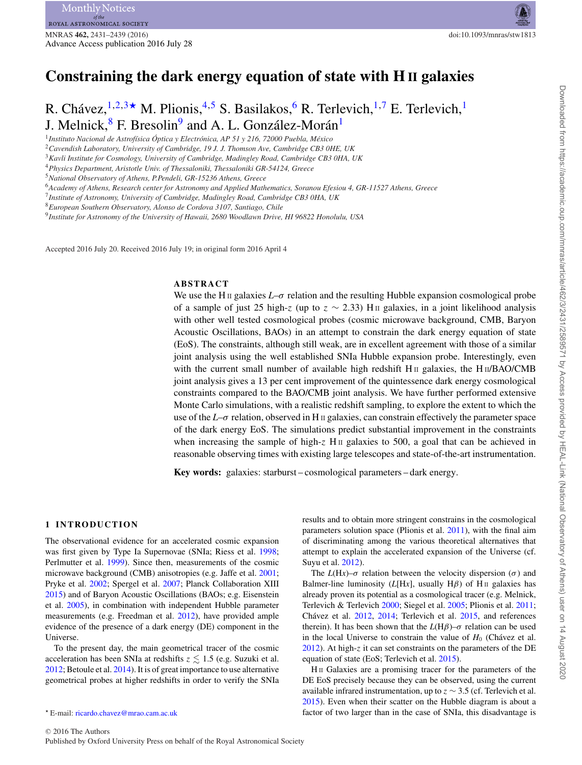# Constraining the dark energy equation of state with H II galaxies

R. Chávez,[1,2,3★] M. Plionis,[4,5] S. Basilakos,[6] R. Terlevich,[1,7] E. Terlevich,[1] J. Melnick,[8] F. Bresolin[9] and A. L. González-Morán[1]

[1] Instituto Nacional de Astrofísica Óptica y Electrónica, AP 51 y 216, 72000 Puebla, México
[2] Cavendish Laboratory, University of Cambridge, 19 J. J. Thomson Ave, Cambridge CB3 0HE, UK
[3] Kavli Institute for Cosmology, University of Cambridge, Madingley Road, Cambridge CB3 0HA, UK
[4] Physics Department, Aristotle Univ. of Thessaloniki, Thessaloniki GR-54124, Greece
[5] National Observatory of Athens, P.Pendeli, GR-15236 Athens, Greece
[6] Academy of Athens, Research center for Astronomy and Applied Mathematics, Soranou Efesiou 4, GR-11527 Athens, Greece
[7] Institute of Astronomy, University of Cambridge, Madingley Road, Cambridge CB3 0HA, UK
[8] European Southern Observatory, Alonso de Cordova 3107, Santiago, Chile
[9] Institute for Astronomy of the University of Hawaii, 2680 Woodlawn Drive, HI 96822 Honolulu, USA

Accepted 2016 July 20. Received 2016 July 19; in original form 2016 April 4

## ABSTRACT

We use the H II galaxies $L$–$\sigma$ relation and the resulting Hubble expansion cosmological probe of a sample of just 25 high-$z$ (up to $z \sim 2.33$) H II galaxies, in a joint likelihood analysis with other well tested cosmological probes (cosmic microwave background, CMB, Baryon Acoustic Oscillations, BAOs) in an attempt to constrain the dark energy equation of state (EoS). The constraints, although still weak, are in excellent agreement with those of a similar joint analysis using the well established SNIa Hubble expansion probe. Interestingly, even with the current small number of available high redshift H II galaxies, the H II/BAO/CMB joint analysis gives a 13 per cent improvement of the quintessence dark energy cosmological constraints compared to the BAO/CMB joint analysis. We have further performed extensive Monte Carlo simulations, with a realistic redshift sampling, to explore the extent to which the use of the $L$–$\sigma$ relation, observed in H II galaxies, can constrain effectively the parameter space of the dark energy EoS. The simulations predict substantial improvement in the constraints when increasing the sample of high-$z$ H II galaxies to 500, a goal that can be achieved in reasonable observing times with existing large telescopes and state-of-the-art instrumentation.

**Key words:** galaxies: starburst – cosmological parameters – dark energy.

## 1 INTRODUCTION

The observational evidence for an accelerated cosmic expansion was first given by Type Ia Supernovae (SNIa; Riess et al. 1998; Perlmutter et al. 1999). Since then, measurements of the cosmic microwave background (CMB) anisotropies (e.g. Jaffe et al. 2001; Pryke et al. 2002; Spergel et al. 2007; Planck Collaboration XIII 2015) and of Baryon Acoustic Oscillations (BAOs; e.g. Eisenstein et al. 2005), in combination with independent Hubble parameter measurements (e.g. Freedman et al. 2012), have provided ample evidence of the presence of a dark energy (DE) component in the Universe.

To the present day, the main geometrical tracer of the cosmic acceleration has been SNIa at redshifts $z \lesssim 1.5$ (e.g. Suzuki et al. 2012; Betoule et al. 2014). It is of great importance to use alternative geometrical probes at higher redshifts in order to verify the SNIa results and to obtain more stringent constrains in the cosmological parameters solution space (Plionis et al. 2011), with the final aim of discriminating among the various theoretical alternatives that attempt to explain the accelerated expansion of the Universe (cf. Suyu et al. 2012).

The $L(\mathrm{H}x)$–$\sigma$ relation between the velocity dispersion ($\sigma$) and Balmer-line luminosity ($L[\mathrm{H}x]$, usually H$\beta$) of H II galaxies has already proven its potential as a cosmological tracer (e.g. Melnick, Terlevich & Terlevich 2000; Siegel et al. 2005; Plionis et al. 2011; Chávez et al. 2012, 2014; Terlevich et al. 2015, and references therein). It has been shown that the $L(\mathrm{H}\beta)$–$\sigma$ relation can be used in the local Universe to constrain the value of $H_0$ (Chávez et al. 2012). At high-$z$ it can set constraints on the parameters of the DE equation of state (EoS; Terlevich et al. 2015).

H II Galaxies are a promising tracer for the parameters of the DE EoS precisely because they can be observed, using the current available infrared instrumentation, up to $z \sim 3.5$ (cf. Terlevich et al. 2015). Even when their scatter on the Hubble diagram is about a factor of two larger than in the case of SNIa, this disadvantage is

★ E-mail: ricardo.chavez@mrao.cam.ac.uk

© 2016 The Authors
Published by Oxford University Press on behalf of the Royal Astronomical Society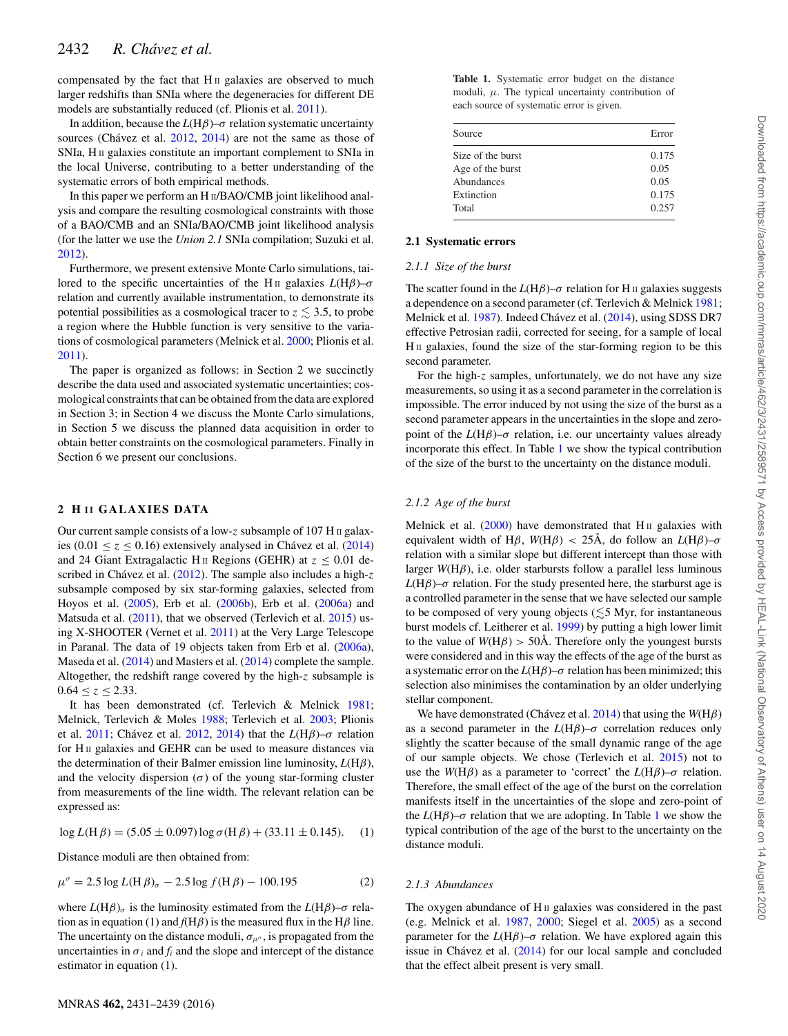compensated by the fact that H II galaxies are observed to much larger redshifts than SNIa where the degeneracies for different DE models are substantially reduced (cf. Plionis et al. 2011).

In addition, because the $L(\mathrm{H}\beta)$–$\sigma$ relation systematic uncertainty sources (Chávez et al. 2012, 2014) are not the same as those of SNIa, H II galaxies constitute an important complement to SNIa in the local Universe, contributing to a better understanding of the systematic errors of both empirical methods.

In this paper we perform an H II/BAO/CMB joint likelihood analysis and compare the resulting cosmological constraints with those of a BAO/CMB and an SNIa/BAO/CMB joint likelihood analysis (for the latter we use the *Union 2.1* SNIa compilation; Suzuki et al. 2012).

Furthermore, we present extensive Monte Carlo simulations, tailored to the specific uncertainties of the H II galaxies $L(\mathrm{H}\beta)$–$\sigma$ relation and currently available instrumentation, to demonstrate its potential possibilities as a cosmological tracer to $z \lesssim 3.5$, to probe a region where the Hubble function is very sensitive to the variations of cosmological parameters (Melnick et al. 2000; Plionis et al. 2011).

The paper is organized as follows: in Section 2 we succinctly describe the data used and associated systematic uncertainties; cosmological constraints that can be obtained from the data are explored in Section 3; in Section 4 we discuss the Monte Carlo simulations, in Section 5 we discuss the planned data acquisition in order to obtain better constraints on the cosmological parameters. Finally in Section 6 we present our conclusions.

## 2 H II GALAXIES DATA

Our current sample consists of a low-$z$ subsample of 107 H II galaxies ($0.01 \le z \le 0.16$) extensively analysed in Chávez et al. (2014) and 24 Giant Extragalactic H II Regions (GEHR) at $z \le 0.01$ described in Chávez et al. (2012). The sample also includes a high-$z$ subsample composed by six star-forming galaxies, selected from Hoyos et al. (2005), Erb et al. (2006b), Erb et al. (2006a) and Matsuda et al. (2011), that we observed (Terlevich et al. 2015) using X-SHOOTER (Vernet et al. 2011) at the Very Large Telescope in Paranal. The data of 19 objects taken from Erb et al. (2006a), Maseda et al. (2014) and Masters et al. (2014) complete the sample. Altogether, the redshift range covered by the high-$z$ subsample is $0.64 \le z \le 2.33$.

It has been demonstrated (cf. Terlevich & Melnick 1981; Melnick, Terlevich & Moles 1988; Terlevich et al. 2003; Plionis et al. 2011; Chávez et al. 2012, 2014) that the $L(\mathrm{H}\beta)$–$\sigma$ relation for H II galaxies and GEHR can be used to measure distances via the determination of their Balmer emission line luminosity, $L(\mathrm{H}\beta)$, and the velocity dispersion ($\sigma$) of the young star-forming cluster from measurements of the line width. The relevant relation can be expressed as:

$$\log L(\mathrm{H}\,\beta) = (5.05 \pm 0.097) \log \sigma(\mathrm{H}\,\beta) + (33.11 \pm 0.145). \quad (1)$$

Distance moduli are then obtained from:

$$\mu^{o} = 2.5 \log L(\mathrm{H}\,\beta)_{\sigma} - 2.5 \log f(\mathrm{H}\,\beta) - 100.195 \quad (2)$$

where $L(\mathrm{H}\beta)_{\sigma}$ is the luminosity estimated from the $L(\mathrm{H}\beta)$–$\sigma$ relation as in equation (1) and $f(\mathrm{H}\beta)$ is the measured flux in the H$\beta$ line. The uncertainty on the distance moduli, $\sigma_{\mu^{o}}$, is propagated from the uncertainties in $\sigma_i$ and $f_i$ and the slope and intercept of the distance estimator in equation (1).

**Table 1.** Systematic error budget on the distance moduli, $\mu$. The typical uncertainty contribution of each source of systematic error is given.

| Source | Error |
|---|---|
| Size of the burst | 0.175 |
| Age of the burst | 0.05 |
| Abundances | 0.05 |
| Extinction | 0.175 |
| Total | 0.257 |

### 2.1 Systematic errors

#### *2.1.1 Size of the burst*

The scatter found in the $L(\mathrm{H}\beta)$–$\sigma$ relation for H II galaxies suggests a dependence on a second parameter (cf. Terlevich & Melnick 1981; Melnick et al. 1987). Indeed Chávez et al. (2014), using SDSS DR7 effective Petrosian radii, corrected for seeing, for a sample of local H II galaxies, found the size of the star-forming region to be this second parameter.

For the high-$z$ samples, unfortunately, we do not have any size measurements, so using it as a second parameter in the correlation is impossible. The error induced by not using the size of the burst as a second parameter appears in the uncertainties in the slope and zero-point of the $L(\mathrm{H}\beta)$–$\sigma$ relation, i.e. our uncertainty values already incorporate this effect. In Table 1 we show the typical contribution of the size of the burst to the uncertainty on the distance moduli.

#### *2.1.2 Age of the burst*

Melnick et al. (2000) have demonstrated that H II galaxies with equivalent width of H$\beta$, $W(\mathrm{H}\beta) < 25$Å, do follow an $L(\mathrm{H}\beta)$–$\sigma$ relation with a similar slope but different intercept than those with larger $W(\mathrm{H}\beta)$, i.e. older starbursts follow a parallel less luminous $L(\mathrm{H}\beta)$–$\sigma$ relation. For the study presented here, the starburst age is a controlled parameter in the sense that we have selected our sample to be composed of very young objects ($\lesssim$5 Myr, for instantaneous burst models cf. Leitherer et al. 1999) by putting a high lower limit to the value of $W(\mathrm{H}\beta) > 50$Å. Therefore only the youngest bursts were considered and in this way the effects of the age of the burst as a systematic error on the $L(\mathrm{H}\beta)$–$\sigma$ relation has been minimized; this selection also minimises the contamination by an older underlying stellar component.

We have demonstrated (Chávez et al. 2014) that using the $W(\mathrm{H}\beta)$ as a second parameter in the $L(\mathrm{H}\beta)$–$\sigma$ correlation reduces only slightly the scatter because of the small dynamic range of the age of our sample objects. We chose (Terlevich et al. 2015) not to use the $W(\mathrm{H}\beta)$ as a parameter to 'correct' the $L(\mathrm{H}\beta)$–$\sigma$ relation. Therefore, the small effect of the age of the burst on the correlation manifests itself in the uncertainties of the slope and zero-point of the $L(\mathrm{H}\beta)$–$\sigma$ relation that we are adopting. In Table 1 we show the typical contribution of the age of the burst to the uncertainty on the distance moduli.

#### *2.1.3 Abundances*

The oxygen abundance of H II galaxies was considered in the past (e.g. Melnick et al. 1987, 2000; Siegel et al. 2005) as a second parameter for the $L(\mathrm{H}\beta)$–$\sigma$ relation. We have explored again this issue in Chávez et al. (2014) for our local sample and concluded that the effect albeit present is very small.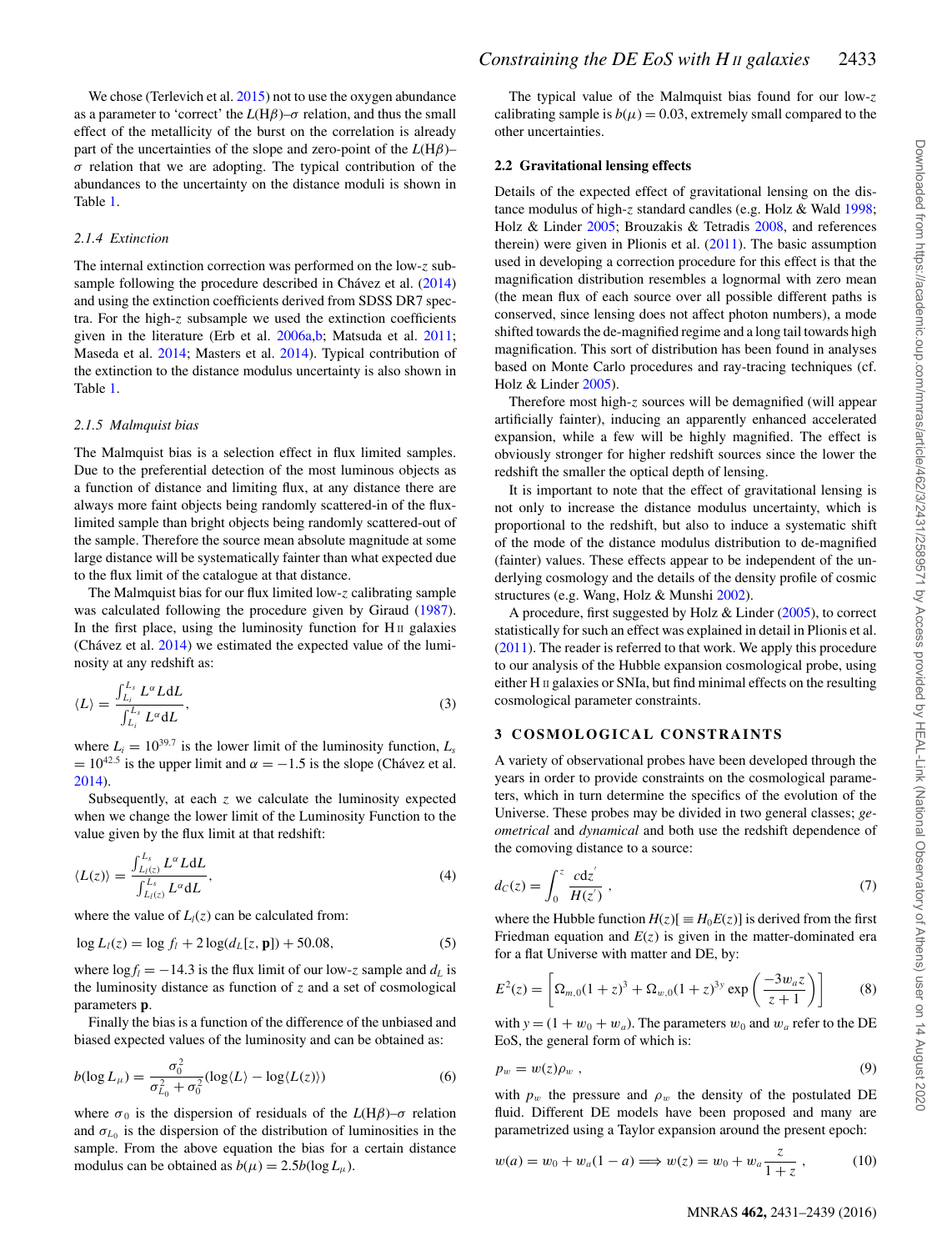We chose (Terlevich et al. 2015) not to use the oxygen abundance as a parameter to 'correct' the $L(\mathrm{H}\beta)$–$\sigma$ relation, and thus the small effect of the metallicity of the burst on the correlation is already part of the uncertainties of the slope and zero-point of the $L(\mathrm{H}\beta)$–$\sigma$ relation that we are adopting. The typical contribution of the abundances to the uncertainty on the distance moduli is shown in Table 1.

#### 2.1.4 Extinction

The internal extinction correction was performed on the low-$z$ subsample following the procedure described in Chávez et al. (2014) and using the extinction coefficients derived from SDSS DR7 spectra. For the high-$z$ subsample we used the extinction coefficients given in the literature (Erb et al. 2006a,b; Matsuda et al. 2011; Maseda et al. 2014; Masters et al. 2014). Typical contribution of the extinction to the distance modulus uncertainty is also shown in Table 1.

#### 2.1.5 Malmquist bias

The Malmquist bias is a selection effect in flux limited samples. Due to the preferential detection of the most luminous objects as a function of distance and limiting flux, at any distance there are always more faint objects being randomly scattered-in of the flux-limited sample than bright objects being randomly scattered-out of the sample. Therefore the source mean absolute magnitude at some large distance will be systematically fainter than what expected due to the flux limit of the catalogue at that distance.

The Malmquist bias for our flux limited low-$z$ calibrating sample was calculated following the procedure given by Giraud (1987). In the first place, using the luminosity function for H II galaxies (Chávez et al. 2014) we estimated the expected value of the luminosity at any redshift as:

$$\langle L\rangle = \frac{\int_{L_i}^{L_s} L^{\alpha} L \mathrm{d}L}{\int_{L_i}^{L_s} L^{\alpha} \mathrm{d}L}, \tag{3}$$

where $L_i = 10^{39.7}$ is the lower limit of the luminosity function, $L_s = 10^{42.5}$ is the upper limit and $\alpha = -1.5$ is the slope (Chávez et al. 2014).

Subsequently, at each $z$ we calculate the luminosity expected when we change the lower limit of the Luminosity Function to the value given by the flux limit at that redshift:

$$\langle L(z)\rangle = \frac{\int_{L_l(z)}^{L_s} L^{\alpha} L \mathrm{d}L}{\int_{L_l(z)}^{L_s} L^{\alpha} \mathrm{d}L}, \tag{4}$$

where the value of $L_l(z)$ can be calculated from:

$$\log L_l(z) = \log f_l + 2\log(d_L[z, \mathbf{p}]) + 50.08, \tag{5}$$

where $\log f_l = -14.3$ is the flux limit of our low-$z$ sample and $d_L$ is the luminosity distance as function of $z$ and a set of cosmological parameters $\mathbf{p}$.

Finally the bias is a function of the difference of the unbiased and biased expected values of the luminosity and can be obtained as:

$$b(\log L_{\mu}) = \frac{\sigma_0^2}{\sigma_{L_0}^2 + \sigma_0^2}(\log\langle L\rangle - \log\langle L(z)\rangle) \tag{6}$$

where $\sigma_0$ is the dispersion of residuals of the $L(\mathrm{H}\beta)$–$\sigma$ relation and $\sigma_{L_0}$ is the dispersion of the distribution of luminosities in the sample. From the above equation the bias for a certain distance modulus can be obtained as $b(\mu) = 2.5b(\log L_{\mu})$.

The typical value of the Malmquist bias found for our low-$z$ calibrating sample is $b(\mu) = 0.03$, extremely small compared to the other uncertainties.

### 2.2 Gravitational lensing effects

Details of the expected effect of gravitational lensing on the distance modulus of high-$z$ standard candles (e.g. Holz & Wald 1998; Holz & Linder 2005; Brouzakis & Tetradis 2008, and references therein) were given in Plionis et al. (2011). The basic assumption used in developing a correction procedure for this effect is that the magnification distribution resembles a lognormal with zero mean (the mean flux of each source over all possible different paths is conserved, since lensing does not affect photon numbers), a mode shifted towards the de-magnified regime and a long tail towards high magnification. This sort of distribution has been found in analyses based on Monte Carlo procedures and ray-tracing techniques (cf. Holz & Linder 2005).

Therefore most high-$z$ sources will be demagnified (will appear artificially fainter), inducing an apparently enhanced accelerated expansion, while a few will be highly magnified. The effect is obviously stronger for higher redshift sources since the lower the redshift the smaller the optical depth of lensing.

It is important to note that the effect of gravitational lensing is not only to increase the distance modulus uncertainty, which is proportional to the redshift, but also to induce a systematic shift of the mode of the distance modulus distribution to de-magnified (fainter) values. These effects appear to be independent of the underlying cosmology and the details of the density profile of cosmic structures (e.g. Wang, Holz & Munshi 2002).

A procedure, first suggested by Holz & Linder (2005), to correct statistically for such an effect was explained in detail in Plionis et al. (2011). The reader is referred to that work. We apply this procedure to our analysis of the Hubble expansion cosmological probe, using either H II galaxies or SNIa, but find minimal effects on the resulting cosmological parameter constraints.

## 3 COSMOLOGICAL CONSTRAINTS

A variety of observational probes have been developed through the years in order to provide constraints on the cosmological parameters, which in turn determine the specifics of the evolution of the Universe. These probes may be divided in two general classes; *geometrical* and *dynamical* and both use the redshift dependence of the comoving distance to a source:

$$d_C(z) = \int_0^z \frac{c\mathrm{d}z'}{H(z')}, \tag{7}$$

where the Hubble function $H(z)[\equiv H_0 E(z)]$ is derived from the first Friedman equation and $E(z)$ is given in the matter-dominated era for a flat Universe with matter and DE, by:

$$E^2(z) = \left[\Omega_{m,0}(1+z)^3 + \Omega_{w,0}(1+z)^{3y}\exp\left(\frac{-3w_a z}{z+1}\right)\right] \tag{8}$$

with $y = (1 + w_0 + w_a)$. The parameters $w_0$ and $w_a$ refer to the DE EoS, the general form of which is:

$$p_w = w(z)\rho_w, \tag{9}$$

with $p_w$ the pressure and $\rho_w$ the density of the postulated DE fluid. Different DE models have been proposed and many are parametrized using a Taylor expansion around the present epoch:

$$w(a) = w_0 + w_a(1-a) \Longrightarrow w(z) = w_0 + w_a\frac{z}{1+z}, \tag{10}$$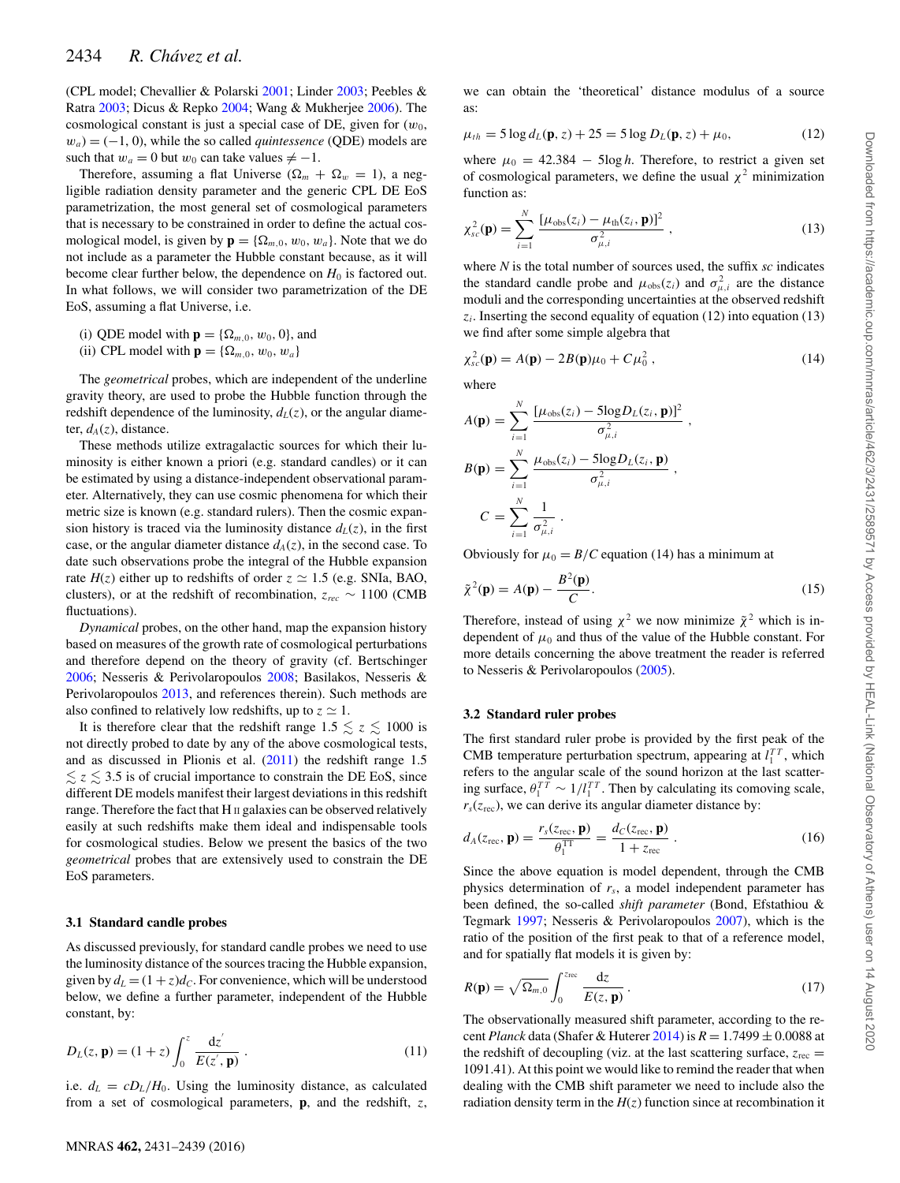(CPL model; Chevallier & Polarski 2001; Linder 2003; Peebles & Ratra 2003; Dicus & Repko 2004; Wang & Mukherjee 2006). The cosmological constant is just a special case of DE, given for ($w_0$, $w_a$) = (−1, 0), while the so called *quintessence* (QDE) models are such that $w_a = 0$ but $w_0$ can take values $\neq -1$.

Therefore, assuming a flat Universe ($\Omega_m + \Omega_w = 1$), a negligible radiation density parameter and the generic CPL DE EoS parametrization, the most general set of cosmological parameters that is necessary to be constrained in order to define the actual cosmological model, is given by $\mathbf{p} = \{\Omega_{m,0}, w_0, w_a\}$. Note that we do not include as a parameter the Hubble constant because, as it will become clear further below, the dependence on $H_0$ is factored out. In what follows, we will consider two parametrization of the DE EoS, assuming a flat Universe, i.e.

(i) QDE model with $\mathbf{p} = \{\Omega_{m,0}, w_0, 0\}$, and
(ii) CPL model with $\mathbf{p} = \{\Omega_{m,0}, w_0, w_a\}$

The *geometrical* probes, which are independent of the underline gravity theory, are used to probe the Hubble function through the redshift dependence of the luminosity, $d_L(z)$, or the angular diameter, $d_A(z)$, distance.

These methods utilize extragalactic sources for which their luminosity is either known a priori (e.g. standard candles) or it can be estimated by using a distance-independent observational parameter. Alternatively, they can use cosmic phenomena for which their metric size is known (e.g. standard rulers). Then the cosmic expansion history is traced via the luminosity distance $d_L(z)$, in the first case, or the angular diameter distance $d_A(z)$, in the second case. To date such observations probe the integral of the Hubble expansion rate $H(z)$ either up to redshifts of order $z \simeq 1.5$ (e.g. SNIa, BAO, clusters), or at the redshift of recombination, $z_{rec} \sim 1100$ (CMB fluctuations).

*Dynamical* probes, on the other hand, map the expansion history based on measures of the growth rate of cosmological perturbations and therefore depend on the theory of gravity (cf. Bertschinger 2006; Nesseris & Perivolaropoulos 2008; Basilakos, Nesseris & Perivolaropoulos 2013, and references therein). Such methods are also confined to relatively low redshifts, up to $z \simeq 1$.

It is therefore clear that the redshift range $1.5 \lesssim z \lesssim 1000$ is not directly probed to date by any of the above cosmological tests, and as discussed in Plionis et al. (2011) the redshift range $1.5 \lesssim z \lesssim 3.5$ is of crucial importance to constrain the DE EoS, since different DE models manifest their largest deviations in this redshift range. Therefore the fact that H II galaxies can be observed relatively easily at such redshifts make them ideal and indispensable tools for cosmological studies. Below we present the basics of the two *geometrical* probes that are extensively used to constrain the DE EoS parameters.

### 3.1 Standard candle probes

As discussed previously, for standard candle probes we need to use the luminosity distance of the sources tracing the Hubble expansion, given by $d_L = (1+z)d_C$. For convenience, which will be understood below, we define a further parameter, independent of the Hubble constant, by:

$$D_L(z, \mathbf{p}) = (1+z)\int_0^z \frac{\mathrm{d}z'}{E(z', \mathbf{p})}\,. \tag{11}$$

i.e. $d_L = cD_L/H_0$. Using the luminosity distance, as calculated from a set of cosmological parameters, $\mathbf{p}$, and the redshift, $z$, we can obtain the 'theoretical' distance modulus of a source as:

$$\mu_{th} = 5\log d_L(\mathbf{p}, z) + 25 = 5\log D_L(\mathbf{p}, z) + \mu_0, \tag{12}$$

where $\mu_0 = 42.384 - 5\log h$. Therefore, to restrict a given set of cosmological parameters, we define the usual $\chi^2$ minimization function as:

$$\chi^2_{sc}(\mathbf{p}) = \sum_{i=1}^{N} \frac{[\mu_{\rm obs}(z_i) - \mu_{\rm th}(z_i, \mathbf{p})]^2}{\sigma^2_{\mu,i}}\,, \tag{13}$$

where $N$ is the total number of sources used, the suffix $sc$ indicates the standard candle probe and $\mu_{\rm obs}(z_i)$ and $\sigma^2_{\mu,i}$ are the distance moduli and the corresponding uncertainties at the observed redshift $z_i$. Inserting the second equality of equation (12) into equation (13) we find after some simple algebra that

$$\chi^2_{sc}(\mathbf{p}) = A(\mathbf{p}) - 2B(\mathbf{p})\mu_0 + C\mu_0^2\,, \tag{14}$$

where

$$A(\mathbf{p}) = \sum_{i=1}^{N} \frac{[\mu_{\rm obs}(z_i) - 5\log D_L(z_i, \mathbf{p})]^2}{\sigma^2_{\mu,i}}\,,$$

$$B(\mathbf{p}) = \sum_{i=1}^{N} \frac{\mu_{\rm obs}(z_i) - 5\log D_L(z_i, \mathbf{p})}{\sigma^2_{\mu,i}}\,,$$

$$C = \sum_{i=1}^{N} \frac{1}{\sigma^2_{\mu,i}}\,.$$

Obviously for $\mu_0 = B/C$ equation (14) has a minimum at

$$\tilde{\chi}^2(\mathbf{p}) = A(\mathbf{p}) - \frac{B^2(\mathbf{p})}{C}. \tag{15}$$

Therefore, instead of using $\chi^2$ we now minimize $\tilde{\chi}^2$ which is independent of $\mu_0$ and thus of the value of the Hubble constant. For more details concerning the above treatment the reader is referred to Nesseris & Perivolaropoulos (2005).

### 3.2 Standard ruler probes

The first standard ruler probe is provided by the first peak of the CMB temperature perturbation spectrum, appearing at $l_1^{TT}$, which refers to the angular scale of the sound horizon at the last scattering surface, $\theta_1^{TT} \sim 1/l_1^{TT}$. Then by calculating its comoving scale, $r_s(z_{\rm rec})$, we can derive its angular diameter distance by:

$$d_A(z_{\rm rec}, \mathbf{p}) = \frac{r_s(z_{\rm rec}, \mathbf{p})}{\theta_1^{\rm TT}} = \frac{d_C(z_{\rm rec}, \mathbf{p})}{1+z_{\rm rec}}\,. \tag{16}$$

Since the above equation is model dependent, through the CMB physics determination of $r_s$, a model independent parameter has been defined, the so-called *shift parameter* (Bond, Efstathiou & Tegmark 1997; Nesseris & Perivolaropoulos 2007), which is the ratio of the position of the first peak to that of a reference model, and for spatially flat models it is given by:

$$R(\mathbf{p}) = \sqrt{\Omega_{m,0}}\int_0^{z_{\rm rec}} \frac{\mathrm{d}z}{E(z, \mathbf{p})}\,. \tag{17}$$

The observationally measured shift parameter, according to the recent *Planck* data (Shafer & Huterer 2014) is $R = 1.7499 \pm 0.0088$ at the redshift of decoupling (viz. at the last scattering surface, $z_{\rm rec} = 1091.41$). At this point we would like to remind the reader that when dealing with the CMB shift parameter we need to include also the radiation density term in the $H(z)$ function since at recombination it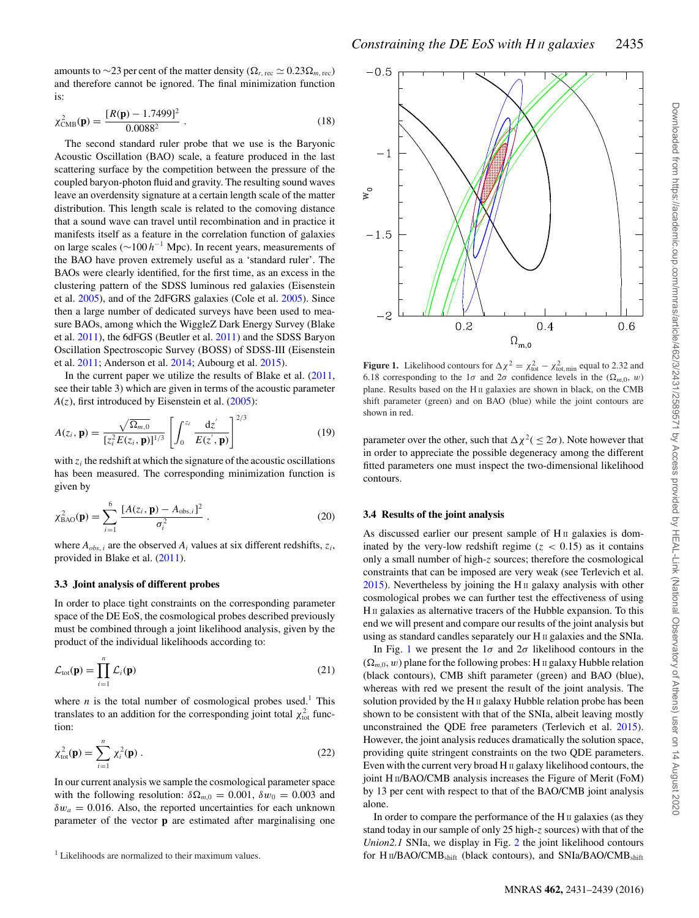amounts to ~23 per cent of the matter density ($\Omega_{r,\,\rm rec} \simeq 0.23\Omega_{m,\,\rm rec}$) and therefore cannot be ignored. The final minimization function is:

$$\chi^2_{\rm CMB}(\mathbf{p}) = \frac{[R(\mathbf{p}) - 1.7499]^2}{0.0088^2} \ . \tag{18}$$

The second standard ruler probe that we use is the Baryonic Acoustic Oscillation (BAO) scale, a feature produced in the last scattering surface by the competition between the pressure of the coupled baryon-photon fluid and gravity. The resulting sound waves leave an overdensity signature at a certain length scale of the matter distribution. This length scale is related to the comoving distance that a sound wave can travel until recombination and in practice it manifests itself as a feature in the correlation function of galaxies on large scales (~100 $h^{-1}$ Mpc). In recent years, measurements of the BAO have proven extremely useful as a 'standard ruler'. The BAOs were clearly identified, for the first time, as an excess in the clustering pattern of the SDSS luminous red galaxies (Eisenstein et al. 2005), and of the 2dFGRS galaxies (Cole et al. 2005). Since then a large number of dedicated surveys have been used to measure BAOs, among which the WiggleZ Dark Energy Survey (Blake et al. 2011), the 6dFGS (Beutler et al. 2011) and the SDSS Baryon Oscillation Spectroscopic Survey (BOSS) of SDSS-III (Eisenstein et al. 2011; Anderson et al. 2014; Aubourg et al. 2015).

In the current paper we utilize the results of Blake et al. (2011, see their table 3) which are given in terms of the acoustic parameter $A(z)$, first introduced by Eisenstein et al. (2005):

$$A(z_i, \mathbf{p}) = \frac{\sqrt{\Omega_{m,0}}}{[z_i^2 E(z_i, \mathbf{p})]^{1/3}} \left[\int_0^{z_i} \frac{{\rm d}z'}{E(z', \mathbf{p})}\right]^{2/3} \tag{19}$$

with $z_i$ the redshift at which the signature of the acoustic oscillations has been measured. The corresponding minimization function is given by

$$\chi^2_{\rm BAO}(\mathbf{p}) = \sum_{i=1}^{6} \frac{[A(z_i, \mathbf{p}) - A_{{\rm obs},i}]^2}{\sigma_i^2} \ . \tag{20}$$

where $A_{obs,\,i}$ are the observed $A_i$ values at six different redshifts, $z_i$, provided in Blake et al. (2011).

### 3.3 Joint analysis of different probes

In order to place tight constraints on the corresponding parameter space of the DE EoS, the cosmological probes described previously must be combined through a joint likelihood analysis, given by the product of the individual likelihoods according to:

$$\mathcal{L}_{\rm tot}(\mathbf{p}) = \prod_{i=1}^{n} \mathcal{L}_i(\mathbf{p}) \tag{21}$$

where $n$ is the total number of cosmological probes used.[1] This translates to an addition for the corresponding joint total $\chi^2_{\rm tot}$ function:

$$\chi^2_{\rm tot}(\mathbf{p}) = \sum_{i=1}^{n} \chi_i^2(\mathbf{p}) \ . \tag{22}$$

In our current analysis we sample the cosmological parameter space with the following resolution: $\delta\Omega_{m,0} = 0.001$, $\delta w_0 = 0.003$ and $\delta w_a = 0.016$. Also, the reported uncertainties for each unknown parameter of the vector $\mathbf{p}$ are estimated after marginalising one parameter over the other, such that $\Delta\chi^2(\leq 2\sigma)$. Note however that in order to appreciate the possible degeneracy among the different fitted parameters one must inspect the two-dimensional likelihood contours.

[1] Likelihoods are normalized to their maximum values.

**Figure 1.** Likelihood contours for $\Delta\chi^2 = \chi^2_{\rm tot} - \chi^2_{\rm tot,min}$ equal to 2.32 and 6.18 corresponding to the $1\sigma$ and $2\sigma$ confidence levels in the $(\Omega_{m,0}, w)$ plane. Results based on the H II galaxies are shown in black, on the CMB shift parameter (green) and on BAO (blue) while the joint contours are shown in red.

### 3.4 Results of the joint analysis

As discussed earlier our present sample of H II galaxies is dominated by the very-low redshift regime ($z < 0.15$) as it contains only a small number of high-$z$ sources; therefore the cosmological constraints that can be imposed are very weak (see Terlevich et al. 2015). Nevertheless by joining the H II galaxy analysis with other cosmological probes we can further test the effectiveness of using H II galaxies as alternative tracers of the Hubble expansion. To this end we will present and compare our results of the joint analysis but using as standard candles separately our H II galaxies and the SNIa.

In Fig. 1 we present the $1\sigma$ and $2\sigma$ likelihood contours in the $(\Omega_{m,0}, w)$ plane for the following probes: H II galaxy Hubble relation (black contours), CMB shift parameter (green) and BAO (blue), whereas with red we present the result of the joint analysis. The solution provided by the H II galaxy Hubble relation probe has been shown to be consistent with that of the SNIa, albeit leaving mostly unconstrained the QDE free parameters (Terlevich et al. 2015). However, the joint analysis reduces dramatically the solution space, providing quite stringent constraints on the two QDE parameters. Even with the current very broad H II galaxy likelihood contours, the joint H II/BAO/CMB analysis increases the Figure of Merit (FoM) by 13 per cent with respect to that of the BAO/CMB joint analysis alone.

In order to compare the performance of the H II galaxies (as they stand today in our sample of only 25 high-$z$ sources) with that of the *Union2.1* SNIa, we display in Fig. 2 the joint likelihood contours for H II/BAO/CMB$_{\rm shift}$ (black contours), and SNIa/BAO/CMB$_{\rm shift}$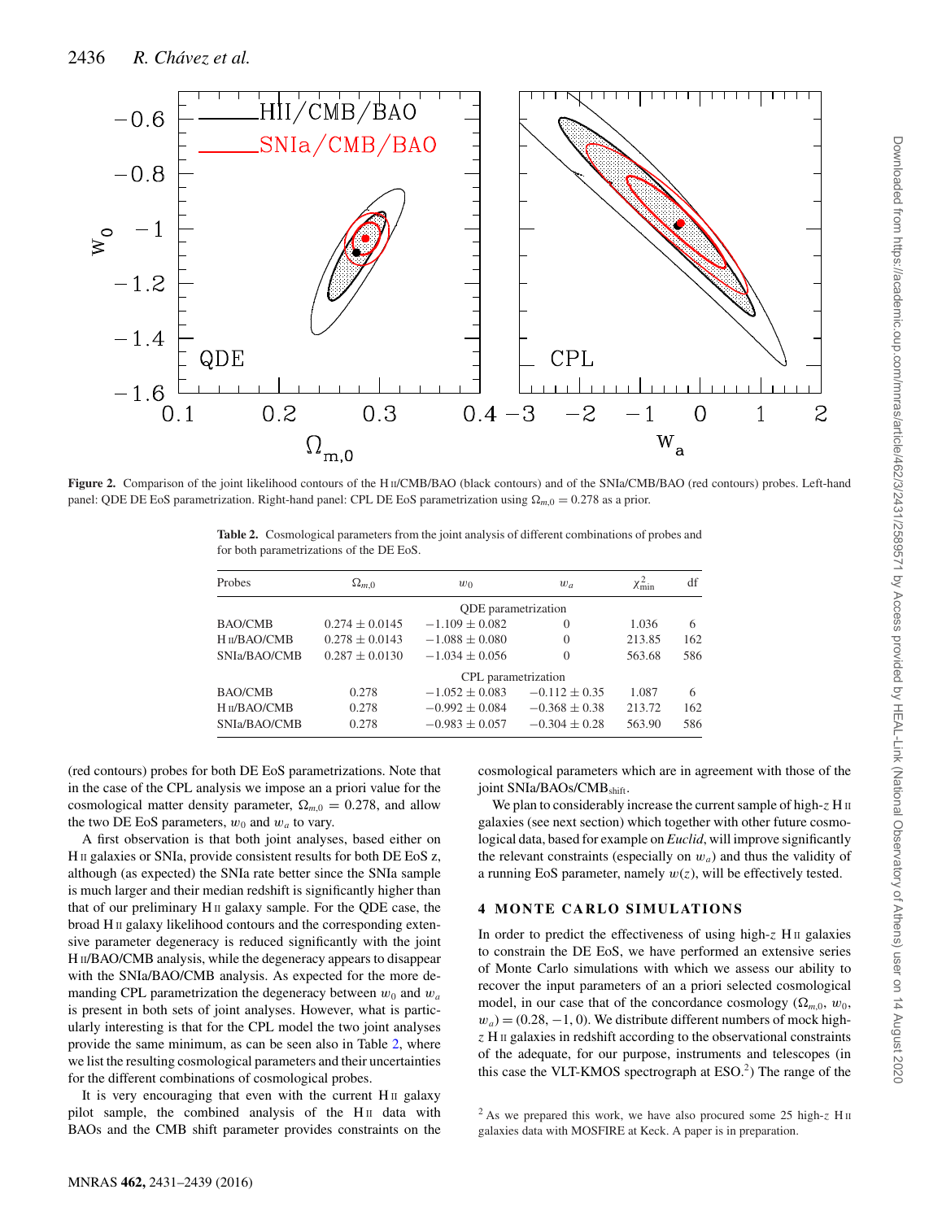Figure 2. Comparison of the joint likelihood contours of the H II/CMB/BAO (black contours) and of the SNIa/CMB/BAO (red contours) probes. Left-hand panel: QDE DE EoS parametrization. Right-hand panel: CPL DE EoS parametrization using $\Omega_{m,0} = 0.278$ as a prior.

**Table 2.** Cosmological parameters from the joint analysis of different combinations of probes and for both parametrizations of the DE EoS.

| Probes | $\Omega_{m,0}$ | $w_0$ | $w_a$ | $\chi^2_{\min}$ | df |
|---|---|---|---|---|---|
| | | QDE parametrization | | | |
| BAO/CMB | $0.274 \pm 0.0145$ | $-1.109 \pm 0.082$ | 0 | 1.036 | 6 |
| H II/BAO/CMB | $0.278 \pm 0.0143$ | $-1.088 \pm 0.080$ | 0 | 213.85 | 162 |
| SNIa/BAO/CMB | $0.287 \pm 0.0130$ | $-1.034 \pm 0.056$ | 0 | 563.68 | 586 |
| | | CPL parametrization | | | |
| BAO/CMB | 0.278 | $-1.052 \pm 0.083$ | $-0.112 \pm 0.35$ | 1.087 | 6 |
| H II/BAO/CMB | 0.278 | $-0.992 \pm 0.084$ | $-0.368 \pm 0.38$ | 213.72 | 162 |
| SNIa/BAO/CMB | 0.278 | $-0.983 \pm 0.057$ | $-0.304 \pm 0.28$ | 563.90 | 586 |

(red contours) probes for both DE EoS parametrizations. Note that in the case of the CPL analysis we impose an a priori value for the cosmological matter density parameter, $\Omega_{m,0} = 0.278$, and allow the two DE EoS parameters, $w_0$ and $w_a$ to vary.

A first observation is that both joint analyses, based either on H II galaxies or SNIa, provide consistent results for both DE EoS z, although (as expected) the SNIa rate better since the SNIa sample is much larger and their median redshift is significantly higher than that of our preliminary H II galaxy sample. For the QDE case, the broad H II galaxy likelihood contours and the corresponding extensive parameter degeneracy is reduced significantly with the joint H II/BAO/CMB analysis, while the degeneracy appears to disappear with the SNIa/BAO/CMB analysis. As expected for the more demanding CPL parametrization the degeneracy between $w_0$ and $w_a$ is present in both sets of joint analyses. However, what is particularly interesting is that for the CPL model the two joint analyses provide the same minimum, as can be seen also in Table 2, where we list the resulting cosmological parameters and their uncertainties for the different combinations of cosmological probes.

It is very encouraging that even with the current H II galaxy pilot sample, the combined analysis of the H II data with BAOs and the CMB shift parameter provides constraints on the cosmological parameters which are in agreement with those of the joint SNIa/BAOs/CMB$_{\text{shift}}$.

We plan to considerably increase the current sample of high-$z$ H II galaxies (see next section) which together with other future cosmological data, based for example on *Euclid*, will improve significantly the relevant constraints (especially on $w_a$) and thus the validity of a running EoS parameter, namely $w(z)$, will be effectively tested.

## 4 MONTE CARLO SIMULATIONS

In order to predict the effectiveness of using high-$z$ H II galaxies to constrain the DE EoS, we have performed an extensive series of Monte Carlo simulations with which we assess our ability to recover the input parameters of an a priori selected cosmological model, in our case that of the concordance cosmology ($\Omega_{m,0}$, $w_0$, $w_a$) = (0.28, −1, 0). We distribute different numbers of mock high-$z$ H II galaxies in redshift according to the observational constraints of the adequate, for our purpose, instruments and telescopes (in this case the VLT-KMOS spectrograph at ESO.[2]) The range of the

[2] As we prepared this work, we have also procured some 25 high-$z$ H II galaxies data with MOSFIRE at Keck. A paper is in preparation.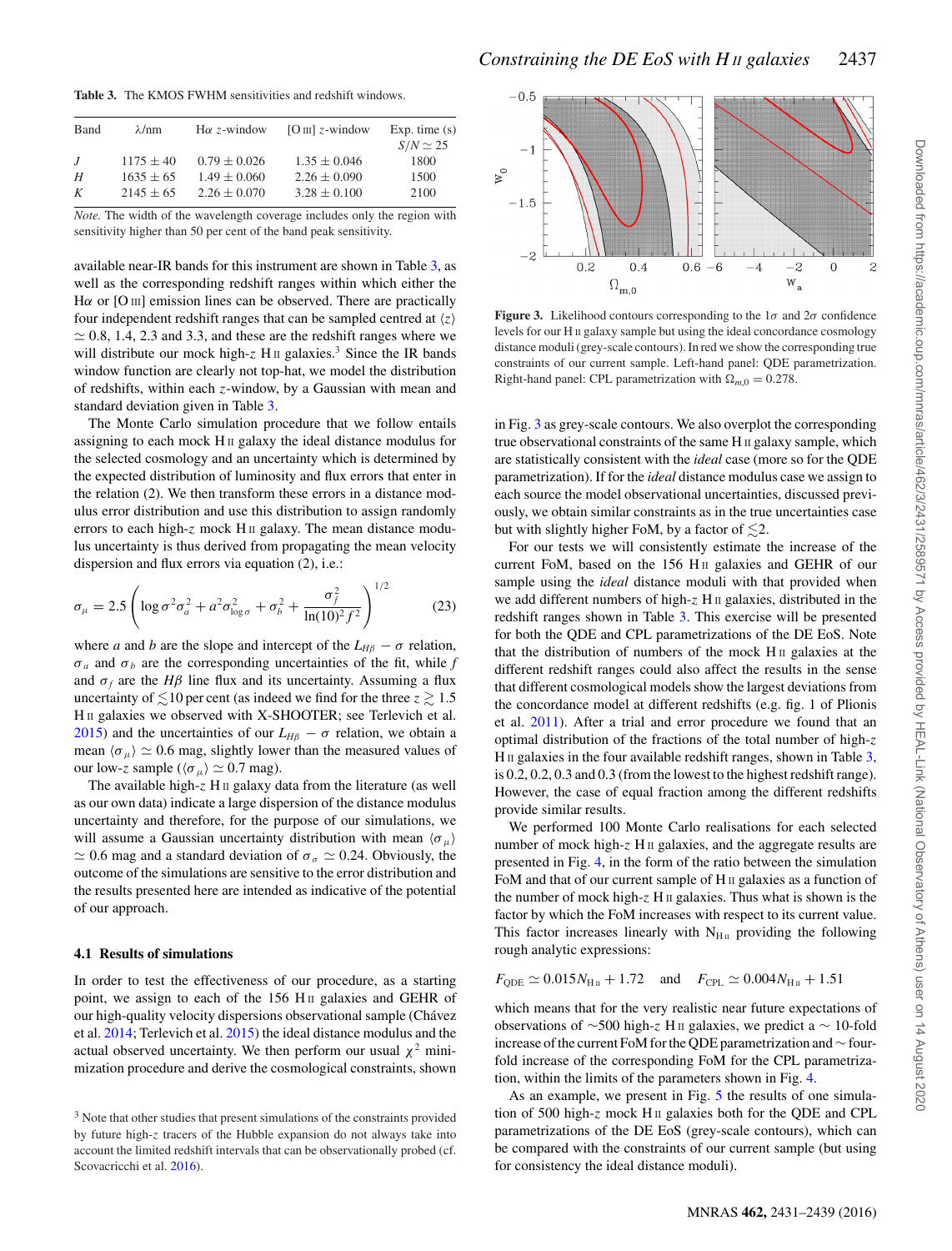**Table 3.** The KMOS FWHM sensitivities and redshift windows.

| Band | $\lambda$/nm | H$\alpha$ $z$-window | [O III] $z$-window | Exp. time (s) $S/N \simeq 25$ |
|---|---|---|---|---|
| $J$ | $1175 \pm 40$ | $0.79 \pm 0.026$ | $1.35 \pm 0.046$ | 1800 |
| $H$ | $1635 \pm 65$ | $1.49 \pm 0.060$ | $2.26 \pm 0.090$ | 1500 |
| $K$ | $2145 \pm 65$ | $2.26 \pm 0.070$ | $3.28 \pm 0.100$ | 2100 |

*Note.* The width of the wavelength coverage includes only the region with sensitivity higher than 50 per cent of the band peak sensitivity.

available near-IR bands for this instrument are shown in Table 3, as well as the corresponding redshift ranges within which either the H$\alpha$ or [O III] emission lines can be observed. There are practically four independent redshift ranges that can be sampled centred at $\langle z \rangle \simeq 0.8$, 1.4, 2.3 and 3.3, and these are the redshift ranges where we will distribute our mock high-$z$ H II galaxies.[3] Since the IR bands window function are clearly not top-hat, we model the distribution of redshifts, within each $z$-window, by a Gaussian with mean and standard deviation given in Table 3.

The Monte Carlo simulation procedure that we follow entails assigning to each mock H II galaxy the ideal distance modulus for the selected cosmology and an uncertainty which is determined by the expected distribution of luminosity and flux errors that enter in the relation (2). We then transform these errors in a distance modulus error distribution and use this distribution to assign randomly errors to each high-$z$ mock H II galaxy. The mean distance modulus uncertainty is thus derived from propagating the mean velocity dispersion and flux errors via equation (2), i.e.:

$$\sigma_\mu = 2.5 \left( \log \sigma^2 \sigma_a^2 + a^2 \sigma_{\log \sigma}^2 + \sigma_b^2 + \frac{\sigma_f^2}{\ln(10)^2 f^2} \right)^{1/2} \qquad (23)$$

where $a$ and $b$ are the slope and intercept of the $L_{H\beta} - \sigma$ relation, $\sigma_a$ and $\sigma_b$ are the corresponding uncertainties of the fit, while $f$ and $\sigma_f$ are the $H\beta$ line flux and its uncertainty. Assuming a flux uncertainty of $\lesssim 10$ per cent (as indeed we find for the three $z \gtrsim 1.5$ H II galaxies we observed with X-SHOOTER; see Terlevich et al. 2015) and the uncertainties of our $L_{H\beta} - \sigma$ relation, we obtain a mean $\langle \sigma_\mu \rangle \simeq 0.6$ mag, slightly lower than the measured values of our low-$z$ sample ($\langle \sigma_\mu \rangle \simeq 0.7$ mag).

The available high-$z$ H II galaxy data from the literature (as well as our own data) indicate a large dispersion of the distance modulus uncertainty and therefore, for the purpose of our simulations, we will assume a Gaussian uncertainty distribution with mean $\langle \sigma_\mu \rangle \simeq 0.6$ mag and a standard deviation of $\sigma_\sigma \simeq 0.24$. Obviously, the outcome of the simulations are sensitive to the error distribution and the results presented here are intended as indicative of the potential of our approach.

### 4.1 Results of simulations

In order to test the effectiveness of our procedure, as a starting point, we assign to each of the 156 H II galaxies and GEHR of our high-quality velocity dispersions observational sample (Chávez et al. 2014; Terlevich et al. 2015) the ideal distance modulus and the actual observed uncertainty. We then perform our usual $\chi^2$ minimization procedure and derive the cosmological constraints, shown in Fig. 3 as grey-scale contours. We also overplot the corresponding true observational constraints of the same H II galaxy sample, which are statistically consistent with the *ideal* case (more so for the QDE parametrization). If for the *ideal* distance modulus case we assign to each source the model observational uncertainties, discussed previously, we obtain similar constraints as in the true uncertainties case but with slightly higher FoM, by a factor of $\lesssim 2$.

**Figure 3.** Likelihood contours corresponding to the 1$\sigma$ and 2$\sigma$ confidence levels for our H II galaxy sample but using the ideal concordance cosmology distance moduli (grey-scale contours). In red we show the corresponding true constraints of our current sample. Left-hand panel: QDE parametrization. Right-hand panel: CPL parametrization with $\Omega_{m,0} = 0.278$.

For our tests we will consistently estimate the increase of the current FoM, based on the 156 H II galaxies and GEHR of our sample using the *ideal* distance moduli with that provided when we add different numbers of high-$z$ H II galaxies, distributed in the redshift ranges shown in Table 3. This exercise will be presented for both the QDE and CPL parametrizations of the DE EoS. Note that the distribution of numbers of the mock H II galaxies at the different redshift ranges could also affect the results in the sense that different cosmological models show the largest deviations from the concordance model at different redshifts (e.g. fig. 1 of Plionis et al. 2011). After a trial and error procedure we found that an optimal distribution of the fractions of the total number of high-$z$ H II galaxies in the four available redshift ranges, shown in Table 3, is 0.2, 0.2, 0.3 and 0.3 (from the lowest to the highest redshift range). However, the case of equal fraction among the different redshifts provide similar results.

We performed 100 Monte Carlo realisations for each selected number of mock high-$z$ H II galaxies, and the aggregate results are presented in Fig. 4, in the form of the ratio between the simulation FoM and that of our current sample of H II galaxies as a function of the number of mock high-$z$ H II galaxies. Thus what is shown is the factor by which the FoM increases with respect to its current value. This factor increases linearly with $N_{\rm H\,II}$ providing the following rough analytic expressions:

$$F_{\rm QDE} \simeq 0.015 N_{\rm H\,II} + 1.72 \quad \text{and} \quad F_{\rm CPL} \simeq 0.004 N_{\rm H\,II} + 1.51$$

which means that for the very realistic near future expectations of observations of $\sim$500 high-$z$ H II galaxies, we predict a $\sim$ 10-fold increase of the current FoM for the QDE parametrization and $\sim$ four-fold increase of the corresponding FoM for the CPL parametrization, within the limits of the parameters shown in Fig. 4.

As an example, we present in Fig. 5 the results of one simulation of 500 high-$z$ mock H II galaxies both for the QDE and CPL parametrizations of the DE EoS (grey-scale contours), which can be compared with the constraints of our current sample (but using for consistency the ideal distance moduli).

[3] Note that other studies that present simulations of the constraints provided by future high-$z$ tracers of the Hubble expansion do not always take into account the limited redshift intervals that can be observationally probed (cf. Scovacricchi et al. 2016).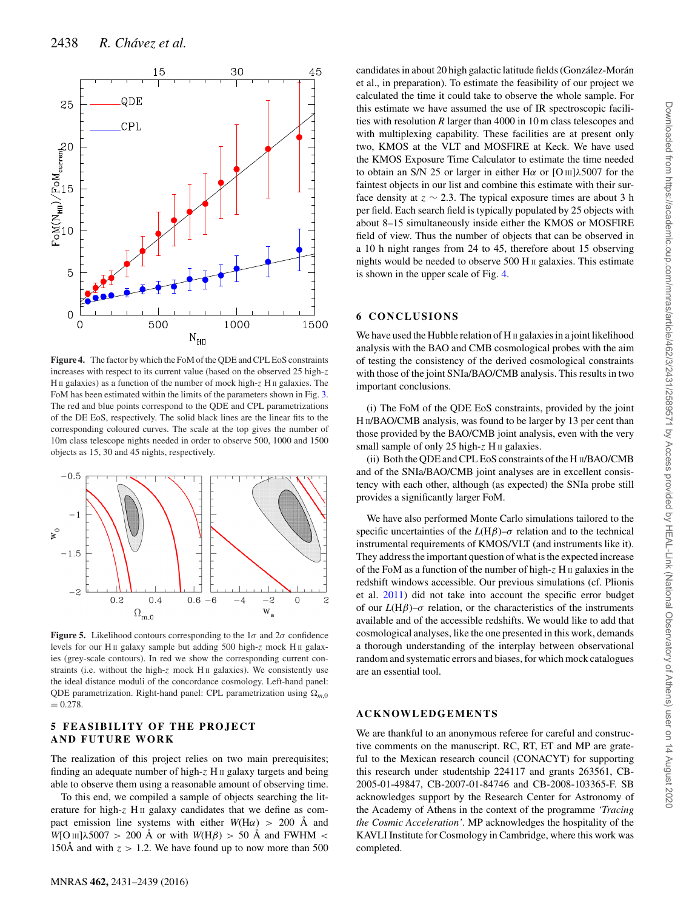Figure 4. The factor by which the FoM of the QDE and CPL EoS constraints increases with respect to its current value (based on the observed 25 high-$z$ H II galaxies) as a function of the number of mock high-$z$ H II galaxies. The FoM has been estimated within the limits of the parameters shown in Fig. 3. The red and blue points correspond to the QDE and CPL parametrizations of the DE EoS, respectively. The solid black lines are the linear fits to the corresponding coloured curves. The scale at the top gives the number of 10m class telescope nights needed in order to observe 500, 1000 and 1500 objects as 15, 30 and 45 nights, respectively.

Figure 5. Likelihood contours corresponding to the 1$\sigma$ and 2$\sigma$ confidence levels for our H II galaxy sample but adding 500 high-$z$ mock H II galaxies (grey-scale contours). In red we show the corresponding current constraints (i.e. without the high-$z$ mock H II galaxies). We consistently use the ideal distance moduli of the concordance cosmology. Left-hand panel: QDE parametrization. Right-hand panel: CPL parametrization using $\Omega_{m,0} = 0.278$.

## 5 FEASIBILITY OF THE PROJECT AND FUTURE WORK

The realization of this project relies on two main prerequisites; finding an adequate number of high-$z$ H II galaxy targets and being able to observe them using a reasonable amount of observing time.

To this end, we compiled a sample of objects searching the literature for high-$z$ H II galaxy candidates that we define as compact emission line systems with either $W(\mathrm{H}\alpha) > 200$ Å and $W$[O III]$\lambda5007 > 200$ Å or with $W(\mathrm{H}\beta) > 50$ Å and FWHM $<$ 150Å and with $z > 1.2$. We have found up to now more than 500 candidates in about 20 high galactic latitude fields (González-Morán et al., in preparation). To estimate the feasibility of our project we calculated the time it could take to observe the whole sample. For this estimate we have assumed the use of IR spectroscopic facilities with resolution $R$ larger than 4000 in 10 m class telescopes and with multiplexing capability. These facilities are at present only two, KMOS at the VLT and MOSFIRE at Keck. We have used the KMOS Exposure Time Calculator to estimate the time needed to obtain an S/N 25 or larger in either H$\alpha$ or [O III]$\lambda5007$ for the faintest objects in our list and combine this estimate with their surface density at $z \sim 2.3$. The typical exposure times are about 3 h per field. Each search field is typically populated by 25 objects with about 8–15 simultaneously inside either the KMOS or MOSFIRE field of view. Thus the number of objects that can be observed in a 10 h night ranges from 24 to 45, therefore about 15 observing nights would be needed to observe 500 H II galaxies. This estimate is shown in the upper scale of Fig. 4.

## 6 CONCLUSIONS

We have used the Hubble relation of H II galaxies in a joint likelihood analysis with the BAO and CMB cosmological probes with the aim of testing the consistency of the derived cosmological constraints with those of the joint SNIa/BAO/CMB analysis. This results in two important conclusions.

(i) The FoM of the QDE EoS constraints, provided by the joint H II/BAO/CMB analysis, was found to be larger by 13 per cent than those provided by the BAO/CMB joint analysis, even with the very small sample of only 25 high-$z$ H II galaxies.

(ii) Both the QDE and CPL EoS constraints of the H II/BAO/CMB and of the SNIa/BAO/CMB joint analyses are in excellent consistency with each other, although (as expected) the SNIa probe still provides a significantly larger FoM.

We have also performed Monte Carlo simulations tailored to the specific uncertainties of the $L(\mathrm{H}\beta)$–$\sigma$ relation and to the technical instrumental requirements of KMOS/VLT (and instruments like it). They address the important question of what is the expected increase of the FoM as a function of the number of high-$z$ H II galaxies in the redshift windows accessible. Our previous simulations (cf. Plionis et al. 2011) did not take into account the specific error budget of our $L(\mathrm{H}\beta)$–$\sigma$ relation, or the characteristics of the instruments available and of the accessible redshifts. We would like to add that cosmological analyses, like the one presented in this work, demands a thorough understanding of the interplay between observational random and systematic errors and biases, for which mock catalogues are an essential tool.

## ACKNOWLEDGEMENTS

We are thankful to an anonymous referee for careful and constructive comments on the manuscript. RC, RT, ET and MP are grateful to the Mexican research council (CONACYT) for supporting this research under studentship 224117 and grants 263561, CB-2005-01-49847, CB-2007-01-84746 and CB-2008-103365-F. SB acknowledges support by the Research Center for Astronomy of the Academy of Athens in the context of the programme *'Tracing the Cosmic Acceleration'*. MP acknowledges the hospitality of the KAVLI Institute for Cosmology in Cambridge, where this work was completed.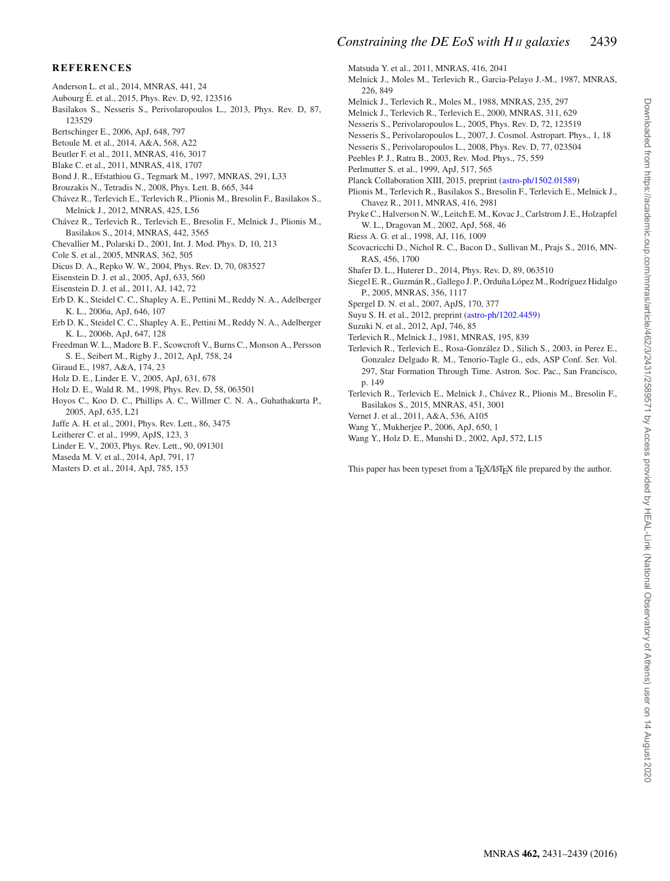## REFERENCES

Anderson L. et al., 2014, MNRAS, 441, 24

Aubourg É. et al., 2015, Phys. Rev. D, 92, 123516

Basilakos S., Nesseris S., Perivolaropoulos L., 2013, Phys. Rev. D, 87, 123529

Bertschinger E., 2006, ApJ, 648, 797

Betoule M. et al., 2014, A&A, 568, A22

Beutler F. et al., 2011, MNRAS, 416, 3017

Blake C. et al., 2011, MNRAS, 418, 1707

Bond J. R., Efstathiou G., Tegmark M., 1997, MNRAS, 291, L33

Brouzakis N., Tetradis N., 2008, Phys. Lett. B, 665, 344

Chávez R., Terlevich E., Terlevich R., Plionis M., Bresolin F., Basilakos S., Melnick J., 2012, MNRAS, 425, L56

Chávez R., Terlevich R., Terlevich E., Bresolin F., Melnick J., Plionis M., Basilakos S., 2014, MNRAS, 442, 3565

Chevallier M., Polarski D., 2001, Int. J. Mod. Phys. D, 10, 213

Cole S. et al., 2005, MNRAS, 362, 505

Dicus D. A., Repko W. W., 2004, Phys. Rev. D, 70, 083527

Eisenstein D. J. et al., 2005, ApJ, 633, 560

Eisenstein D. J. et al., 2011, AJ, 142, 72

Erb D. K., Steidel C. C., Shapley A. E., Pettini M., Reddy N. A., Adelberger K. L., 2006a, ApJ, 646, 107

Erb D. K., Steidel C. C., Shapley A. E., Pettini M., Reddy N. A., Adelberger K. L., 2006b, ApJ, 647, 128

Freedman W. L., Madore B. F., Scowcroft V., Burns C., Monson A., Persson S. E., Seibert M., Rigby J., 2012, ApJ, 758, 24

Giraud E., 1987, A&A, 174, 23

Holz D. E., Linder E. V., 2005, ApJ, 631, 678

Holz D. E., Wald R. M., 1998, Phys. Rev. D, 58, 063501

Hoyos C., Koo D. C., Phillips A. C., Willmer C. N. A., Guhathakurta P., 2005, ApJ, 635, L21

Jaffe A. H. et al., 2001, Phys. Rev. Lett., 86, 3475

Leitherer C. et al., 1999, ApJS, 123, 3

Linder E. V., 2003, Phys. Rev. Lett., 90, 091301

Maseda M. V. et al., 2014, ApJ, 791, 17

Masters D. et al., 2014, ApJ, 785, 153

Matsuda Y. et al., 2011, MNRAS, 416, 2041

Melnick J., Moles M., Terlevich R., Garcia-Pelayo J.-M., 1987, MNRAS, 226, 849

Melnick J., Terlevich R., Moles M., 1988, MNRAS, 235, 297

Melnick J., Terlevich R., Terlevich E., 2000, MNRAS, 311, 629

Nesseris S., Perivolaropoulos L., 2005, Phys. Rev. D, 72, 123519

Nesseris S., Perivolaropoulos L., 2007, J. Cosmol. Astropart. Phys., 1, 18

Nesseris S., Perivolaropoulos L., 2008, Phys. Rev. D, 77, 023504

Peebles P. J., Ratra B., 2003, Rev. Mod. Phys., 75, 559

Perlmutter S. et al., 1999, ApJ, 517, 565

Planck Collaboration XIII, 2015, preprint (astro-ph/1502.01589)

Plionis M., Terlevich R., Basilakos S., Bresolin F., Terlevich E., Melnick J., Chavez R., 2011, MNRAS, 416, 2981

Pryke C., Halverson N. W., Leitch E. M., Kovac J., Carlstrom J. E., Holzapfel W. L., Dragovan M., 2002, ApJ, 568, 46

Riess A. G. et al., 1998, AJ, 116, 1009

Scovacricchi D., Nichol R. C., Bacon D., Sullivan M., Prajs S., 2016, MNRAS, 456, 1700

Shafer D. L., Huterer D., 2014, Phys. Rev. D, 89, 063510

Siegel E. R., Guzmán R., Gallego J. P., Orduña López M., Rodríguez Hidalgo P., 2005, MNRAS, 356, 1117

Spergel D. N. et al., 2007, ApJS, 170, 377

Suyu S. H. et al., 2012, preprint (astro-ph/1202.4459)

Suzuki N. et al., 2012, ApJ, 746, 85

Terlevich R., Melnick J., 1981, MNRAS, 195, 839

Terlevich R., Terlevich E., Rosa-González D., Silich S., 2003, in Perez E., Gonzalez Delgado R. M., Tenorio-Tagle G., eds, ASP Conf. Ser. Vol. 297, Star Formation Through Time. Astron. Soc. Pac., San Francisco, p. 149

Terlevich R., Terlevich E., Melnick J., Chávez R., Plionis M., Bresolin F., Basilakos S., 2015, MNRAS, 451, 3001

Vernet J. et al., 2011, A&A, 536, A105

Wang Y., Mukherjee P., 2006, ApJ, 650, 1

Wang Y., Holz D. E., Munshi D., 2002, ApJ, 572, L15

This paper has been typeset from a TEX/LATEX file prepared by the author.